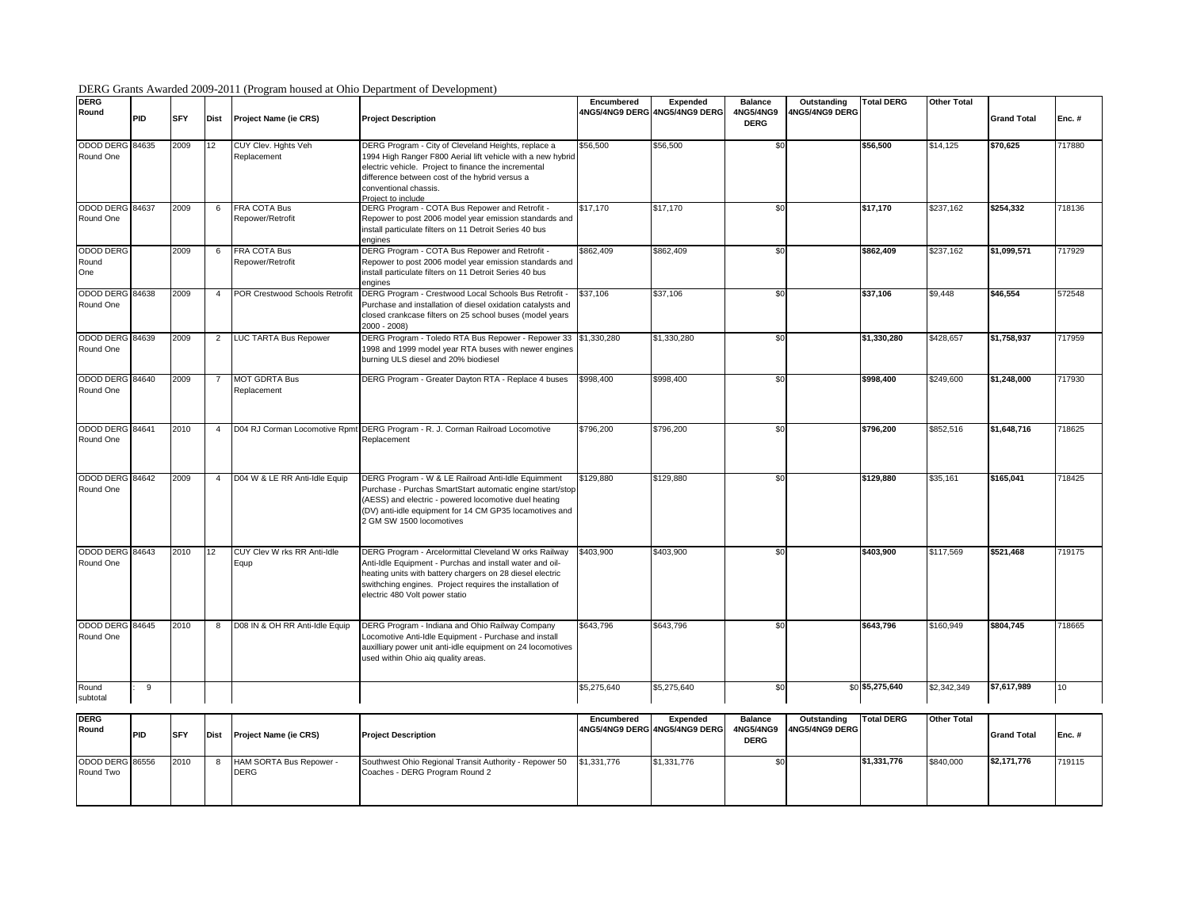DERG Grants Awarded 2009-2011 (Program housed at Ohio Department of Development)

| DERG Round | PID | SFY | Dist | Project Name (ie CRS) | Project Description | Encumbered 4NG5/4NG9 DERG | Expended 4NG5/4NG9 DERG | Balance 4NG5/4NG9 DERG | Outstanding 4NG5/4NG9 DERG | Total DERG | Other Total | Grand Total | Enc. # |
|---|---|---|---|---|---|---|---|---|---|---|---|---|---|
| ODOD DERG Round One | 84635 | 2009 | 12 | CUY Clev. Hghts Veh Replacement | DERG Program - City of Cleveland Heights, replace a 1994 High Ranger F800 Aerial lift vehicle with a new hybrid electric vehicle. Project to finance the incremental difference between cost of the hybrid versus a conventional chassis. Project to include | $56,500 | $56,500 | $0 | | **$56,500** | $14,125 | **$70,625** | 717880 |
| ODOD DERG Round One | 84637 | 2009 | 6 | FRA COTA Bus Repower/Retrofit | DERG Program - COTA Bus Repower and Retrofit - Repower to post 2006 model year emission standards and install particulate filters on 11 Detroit Series 40 bus engines | $17,170 | $17,170 | $0 | | **$17,170** | $237,162 | **$254,332** | 718136 |
| ODOD DERG Round One | | 2009 | 6 | FRA COTA Bus Repower/Retrofit | DERG Program - COTA Bus Repower and Retrofit - Repower to post 2006 model year emission standards and install particulate filters on 11 Detroit Series 40 bus engines | $862,409 | $862,409 | $0 | | **$862,409** | $237,162 | **$1,099,571** | 717929 |
| ODOD DERG Round One | 84638 | 2009 | 4 | POR Crestwood Schools Retrofit | DERG Program - Crestwood Local Schools Bus Retrofit - Purchase and installation of diesel oxidation catalysts and closed crankcase filters on 25 school buses (model years 2000 - 2008) | $37,106 | $37,106 | $0 | | **$37,106** | $9,448 | **$46,554** | 572548 |
| ODOD DERG Round One | 84639 | 2009 | 2 | LUC TARTA Bus Repower | DERG Program - Toledo RTA Bus Repower - Repower 33 1998 and 1999 model year RTA buses with newer engines burning ULS diesel and 20% biodiesel | $1,330,280 | $1,330,280 | $0 | | **$1,330,280** | $428,657 | **$1,758,937** | 717959 |
| ODOD DERG Round One | 84640 | 2009 | 7 | MOT GDRTA Bus Replacement | DERG Program - Greater Dayton RTA - Replace 4 buses | $998,400 | $998,400 | $0 | | **$998,400** | $249,600 | **$1,248,000** | 717930 |
| ODOD DERG Round One | 84641 | 2010 | 4 | D04 RJ Corman Locomotive Rpmt | DERG Program - R. J. Corman Railroad Locomotive Replacement | $796,200 | $796,200 | $0 | | **$796,200** | $852,516 | **$1,648,716** | 718625 |
| ODOD DERG Round One | 84642 | 2009 | 4 | D04 W & LE RR Anti-Idle Equip | DERG Program - W & LE Railroad Anti-Idle Equimment Purchase - Purchas SmartStart automatic engine start/stop (AESS) and electric - powered locomotive duel heating (DV) anti-idle equipment for 14 CM GP35 locamotives and 2 GM SW 1500 locomotives | $129,880 | $129,880 | $0 | | **$129,880** | $35,161 | **$165,041** | 718425 |
| ODOD DERG Round One | 84643 | 2010 | 12 | CUY Clev W rks RR Anti-Idle Equp | DERG Program - Arcelormittal Cleveland W orks Railway Anti-Idle Equipment - Purchas and install water and oil-heating units with battery chargers on 28 diesel electric swithching engines. Project requires the installation of electric 480 Volt power statio | $403,900 | $403,900 | $0 | | **$403,900** | $117,569 | **$521,468** | 719175 |
| ODOD DERG Round One | 84645 | 2010 | 8 | D08 IN & OH RR Anti-Idle Equip | DERG Program - Indiana and Ohio Railway Company Locomotive Anti-Idle Equipment - Purchase and install auxilliary power unit anti-idle equipment on 24 locomotives used within Ohio aiq quality areas. | $643,796 | $643,796 | $0 | | **$643,796** | $160,949 | **$804,745** | 718665 |
| Round subtotal | : 9 | | | | | $5,275,640 | $5,275,640 | $0 | $0 | **$5,275,640** | $2,342,349 | **$7,617,989** | 10 |

| DERG Round | PID | SFY | Dist | Project Name (ie CRS) | Project Description | Encumbered 4NG5/4NG9 DERG | Expended 4NG5/4NG9 DERG | Balance 4NG5/4NG9 DERG | Outstanding 4NG5/4NG9 DERG | Total DERG | Other Total | Grand Total | Enc. # |
|---|---|---|---|---|---|---|---|---|---|---|---|---|---|
| ODOD DERG Round Two | 86556 | 2010 | 8 | HAM SORTA Bus Repower - DERG | Southwest Ohio Regional Transit Authority - Repower 50 Coaches - DERG Program Round 2 | $1,331,776 | $1,331,776 | $0 | | **$1,331,776** | $840,000 | **$2,171,776** | 719115 |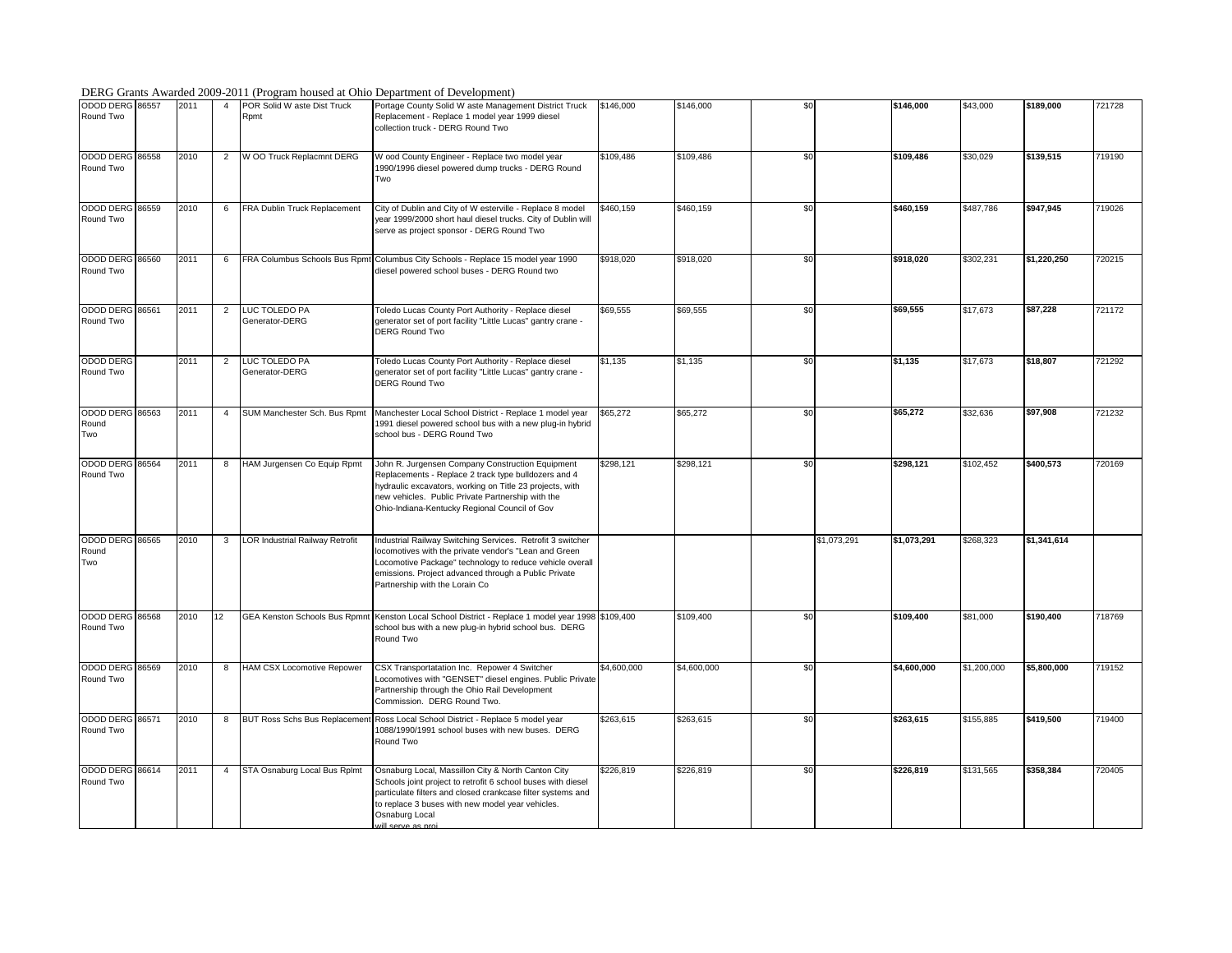DERG Grants Awarded 2009-2011 (Program housed at Ohio Department of Development)

| | | | | | | | | | | | | | |
|---|---|---|---|---|---|---|---|---|---|---|---|---|---|
| ODOD DERG Round Two | 86557 | 2011 | 4 | POR Solid W aste Dist Truck Rpmt | Portage County Solid W aste Management District Truck Replacement - Replace 1 model year 1999 diesel collection truck - DERG Round Two | $146,000 | $146,000 | $0 | | $146,000 | $43,000 | $189,000 | 721728 |
| ODOD DERG Round Two | 86558 | 2010 | 2 | W OO Truck Replacmnt DERG | W ood County Engineer - Replace two model year 1990/1996 diesel powered dump trucks - DERG Round Two | $109,486 | $109,486 | $0 | | $109,486 | $30,029 | $139,515 | 719190 |
| ODOD DERG Round Two | 86559 | 2010 | 6 | FRA Dublin Truck Replacement | City of Dublin and City of W esterville - Replace 8 model year 1999/2000 short haul diesel trucks. City of Dublin will serve as project sponsor - DERG Round Two | $460,159 | $460,159 | $0 | | $460,159 | $487,786 | $947,945 | 719026 |
| ODOD DERG Round Two | 86560 | 2011 | 6 | FRA Columbus Schools Bus Rpmt | Columbus City Schools - Replace 15 model year 1990 diesel powered school buses - DERG Round two | $918,020 | $918,020 | $0 | | $918,020 | $302,231 | $1,220,250 | 720215 |
| ODOD DERG Round Two | 86561 | 2011 | 2 | LUC TOLEDO PA Generator-DERG | Toledo Lucas County Port Authority - Replace diesel generator set of port facility "Little Lucas" gantry crane - DERG Round Two | $69,555 | $69,555 | $0 | | $69,555 | $17,673 | $87,228 | 721172 |
| ODOD DERG Round Two | | 2011 | 2 | LUC TOLEDO PA Generator-DERG | Toledo Lucas County Port Authority - Replace diesel generator set of port facility "Little Lucas" gantry crane - DERG Round Two | $1,135 | $1,135 | $0 | | $1,135 | $17,673 | $18,807 | 721292 |
| ODOD DERG Round Two | 86563 | 2011 | 4 | SUM Manchester Sch. Bus Rpmt | Manchester Local School District - Replace 1 model year 1991 diesel powered school bus with a new plug-in hybrid school bus - DERG Round Two | $65,272 | $65,272 | $0 | | $65,272 | $32,636 | $97,908 | 721232 |
| ODOD DERG Round Two | 86564 | 2011 | 8 | HAM Jurgensen Co Equip Rpmt | John R. Jurgensen Company Construction Equipment Replacements - Replace 2 track type bulldozers and 4 hydraulic excavators, working on Title 23 projects, with new vehicles. Public Private Partnership with the Ohio-Indiana-Kentucky Regional Council of Gov | $298,121 | $298,121 | $0 | | $298,121 | $102,452 | $400,573 | 720169 |
| ODOD DERG Round Two | 86565 | 2010 | 3 | LOR Industrial Railway Retrofit | Industrial Railway Switching Services. Retrofit 3 switcher locomotives with the private vendor's "Lean and Green Locomotive Package" technology to reduce vehicle overall emissions. Project advanced through a Public Private Partnership with the Lorain Co | | | | $1,073,291 | $1,073,291 | $268,323 | $1,341,614 | |
| ODOD DERG Round Two | 86568 | 2010 | 12 | GEA Kenston Schools Bus Rpmnt | Kenston Local School District - Replace 1 model year 1998 school bus with a new plug-in hybrid school bus. DERG Round Two | $109,400 | $109,400 | $0 | | $109,400 | $81,000 | $190,400 | 718769 |
| ODOD DERG Round Two | 86569 | 2010 | 8 | HAM CSX Locomotive Repower | CSX Transportatation Inc. Repower 4 Switcher Locomotives with "GENSET" diesel engines. Public Private Partnership through the Ohio Rail Development Commission. DERG Round Two. | $4,600,000 | $4,600,000 | $0 | | $4,600,000 | $1,200,000 | $5,800,000 | 719152 |
| ODOD DERG Round Two | 86571 | 2010 | 8 | BUT Ross Schs Bus Replacement | Ross Local School District - Replace 5 model year 1088/1990/1991 school buses with new buses. DERG Round Two | $263,615 | $263,615 | $0 | | $263,615 | $155,885 | $419,500 | 719400 |
| ODOD DERG Round Two | 86614 | 2011 | 4 | STA Osnaburg Local Bus Rplmt | Osnaburg Local, Massillon City & North Canton City Schools joint project to retrofit 6 school buses with diesel particulate filters and closed crankcase filter systems and to replace 3 buses with new model year vehicles. Osnaburg Local will serve as proj | $226,819 | $226,819 | $0 | | $226,819 | $131,565 | $358,384 | 720405 |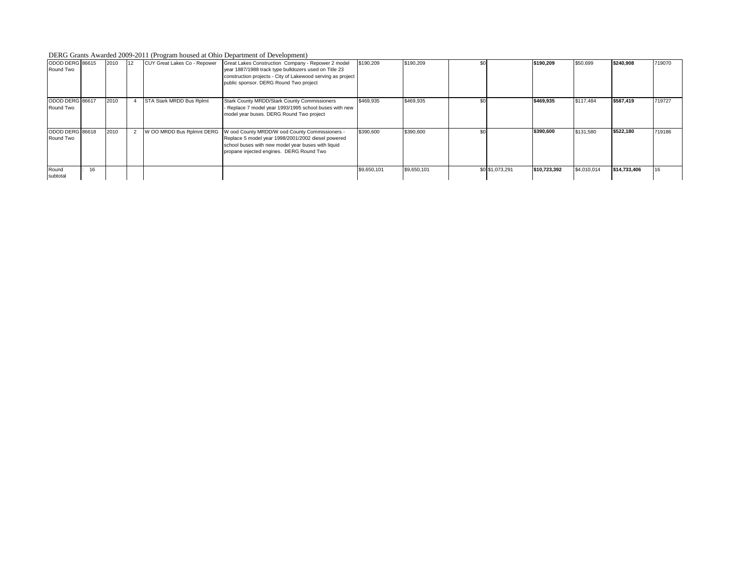DERG Grants Awarded 2009-2011 (Program housed at Ohio Department of Development)

| | | | | | | | | | | | | | |
|---|---|---|---|---|---|---|---|---|---|---|---|---|---|
| ODOD DERG Round Two | 86615 | 2010 | 12 | CUY Great Lakes Co - Repower | Great Lakes Construction Company - Repower 2 model year 1887/1988 track type bulldozers used on Title 23 construction projects - City of Lakewood serving as project public sponsor. DERG Round Two project | $190,209 | $190,209 | $0 | | **$190,209** | $50,699 | **$240,908** | 719070 |
| ODOD DERG Round Two | 86617 | 2010 | 4 | STA Stark MRDD Bus Rplmt | Stark County MRDD/Stark County Commissioners - Replace 7 model year 1993/1995 school buses with new model year buses. DERG Round Two project | $469,935 | $469,935 | $0 | | **$469,935** | $117,484 | **$587,419** | 719727 |
| ODOD DERG Round Two | 86618 | 2010 | 2 | W OO MRDD Bus Rplmnt DERG | W ood County MRDD/W ood County Commissioners - Replace 5 model year 1998/2001/2002 diesel powered school buses with new model year buses with liquid propane injected engines. DERG Round Two | $390,600 | $390,600 | $0 | | **$390,600** | $131,580 | **$522,180** | 719186 |
| Round subtotal | : 16 | | | | | $9,650,101 | $9,650,101 | $0 | $1,073,291 | **$10,723,392** | $4,010,014 | **$14,733,406** | 16 |